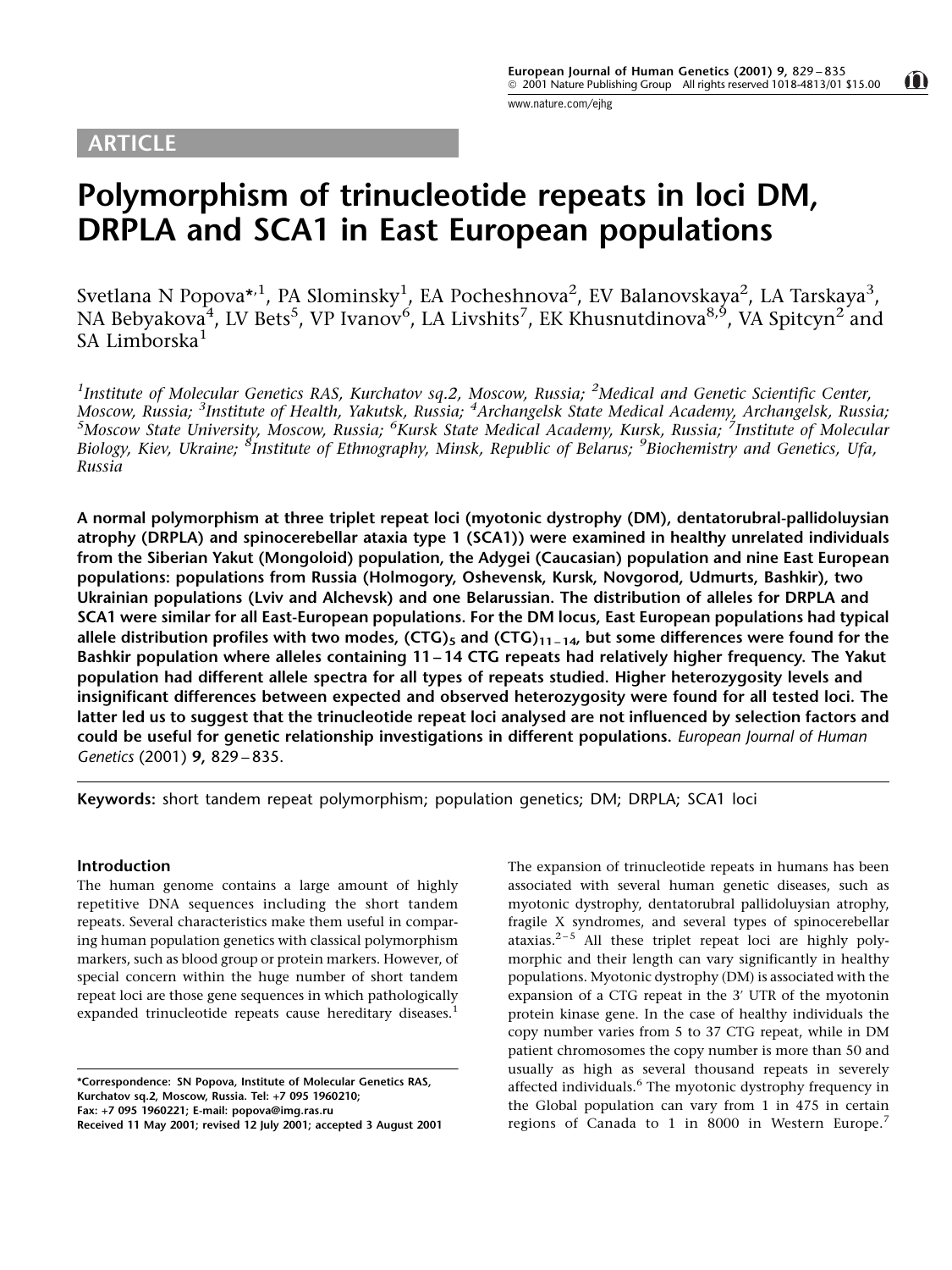ARTICLE

# Polymorphism of trinucleotide repeats in loci DM, DRPLA and SCA1 in East European populations

Svetlana N Popova*[,1], PA Slominsky[1], EA Pocheshnova[2], EV Balanovskaya[2], LA Tarskaya[3], NA Bebyakova[4], LV Bets[5], VP Ivanov[6], LA Livshits[7], EK Khusnutdinova[8,9], VA Spitcyn[2] and SA Limborska[1]

[1]Institute of Molecular Genetics RAS, Kurchatov sq.2, Moscow, Russia; [2]Medical and Genetic Scientific Center, Moscow, Russia; [3]Institute of Health, Yakutsk, Russia; [4]Archangelsk State Medical Academy, Archangelsk, Russia; [5]Moscow State University, Moscow, Russia; [6]Kursk State Medical Academy, Kursk, Russia; [7]Institute of Molecular Biology, Kiev, Ukraine; [8]Institute of Ethnography, Minsk, Republic of Belarus; [9]Biochemistry and Genetics, Ufa, Russia

**A normal polymorphism at three triplet repeat loci (myotonic dystrophy (DM), dentatorubral-pallidoluysian atrophy (DRPLA) and spinocerebellar ataxia type 1 (SCA1)) were examined in healthy unrelated individuals from the Siberian Yakut (Mongoloid) population, the Adygei (Caucasian) population and nine East European populations: populations from Russia (Holmogory, Oshevensk, Kursk, Novgorod, Udmurts, Bashkir), two Ukrainian populations (Lviv and Alchevsk) and one Belarussian. The distribution of alleles for DRPLA and SCA1 were similar for all East-European populations. For the DM locus, East European populations had typical allele distribution profiles with two modes, $(CTG)_5$ and $(CTG)_{11-14}$, but some differences were found for the Bashkir population where alleles containing 11–14 CTG repeats had relatively higher frequency. The Yakut population had different allele spectra for all types of repeats studied. Higher heterozygosity levels and insignificant differences between expected and observed heterozygosity were found for all tested loci. The latter led us to suggest that the trinucleotide repeat loci analysed are not influenced by selection factors and could be useful for genetic relationship investigations in different populations.** *European Journal of Human Genetics* (2001) **9,** 829–835.

**Keywords:** short tandem repeat polymorphism; population genetics; DM; DRPLA; SCA1 loci

## Introduction

The human genome contains a large amount of highly repetitive DNA sequences including the short tandem repeats. Several characteristics make them useful in comparing human population genetics with classical polymorphism markers, such as blood group or protein markers. However, of special concern within the huge number of short tandem repeat loci are those gene sequences in which pathologically expanded trinucleotide repeats cause hereditary diseases.[1]

The expansion of trinucleotide repeats in humans has been associated with several human genetic diseases, such as myotonic dystrophy, dentatorubral pallidoluysian atrophy, fragile X syndromes, and several types of spinocerebellar ataxias.[2–5] All these triplet repeat loci are highly polymorphic and their length can vary significantly in healthy populations. Myotonic dystrophy (DM) is associated with the expansion of a CTG repeat in the 3′ UTR of the myotonin protein kinase gene. In the case of healthy individuals the copy number varies from 5 to 37 CTG repeat, while in DM patient chromosomes the copy number is more than 50 and usually as high as several thousand repeats in severely affected individuals.[6] The myotonic dystrophy frequency in the Global population can vary from 1 in 475 in certain regions of Canada to 1 in 8000 in Western Europe.[7]

*Correspondence: SN Popova, Institute of Molecular Genetics RAS, Kurchatov sq.2, Moscow, Russia. Tel: +7 095 1960210; Fax: +7 095 1960221; E-mail: popova@img.ras.ru
Received 11 May 2001; revised 12 July 2001; accepted 3 August 2001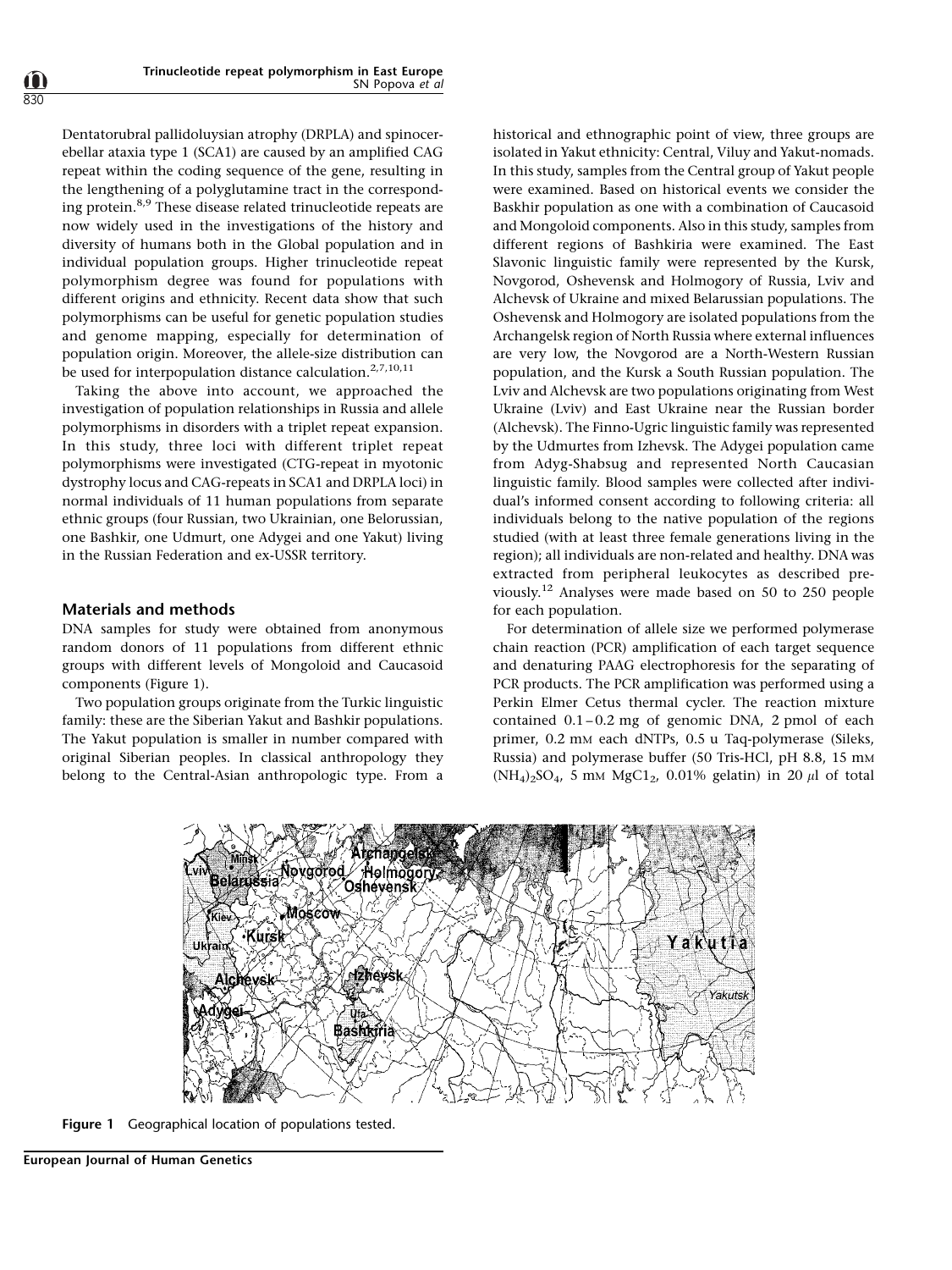Dentatorubral pallidoluysian atrophy (DRPLA) and spinocerebellar ataxia type 1 (SCA1) are caused by an amplified CAG repeat within the coding sequence of the gene, resulting in the lengthening of a polyglutamine tract in the corresponding protein.[8,9] These disease related trinucleotide repeats are now widely used in the investigations of the history and diversity of humans both in the Global population and in individual population groups. Higher trinucleotide repeat polymorphism degree was found for populations with different origins and ethnicity. Recent data show that such polymorphisms can be useful for genetic population studies and genome mapping, especially for determination of population origin. Moreover, the allele-size distribution can be used for interpopulation distance calculation.[2,7,10,11]

Taking the above into account, we approached the investigation of population relationships in Russia and allele polymorphisms in disorders with a triplet repeat expansion. In this study, three loci with different triplet repeat polymorphisms were investigated (CTG-repeat in myotonic dystrophy locus and CAG-repeats in SCA1 and DRPLA loci) in normal individuals of 11 human populations from separate ethnic groups (four Russian, two Ukrainian, one Belorussian, one Bashkir, one Udmurt, one Adygei and one Yakut) living in the Russian Federation and ex-USSR territory.

## Materials and methods

DNA samples for study were obtained from anonymous random donors of 11 populations from different ethnic groups with different levels of Mongoloid and Caucasoid components (Figure 1).

Two population groups originate from the Turkic linguistic family: these are the Siberian Yakut and Bashkir populations. The Yakut population is smaller in number compared with original Siberian peoples. In classical anthropology they belong to the Central-Asian anthropologic type. From a historical and ethnographic point of view, three groups are isolated in Yakut ethnicity: Central, Viluy and Yakut-nomads. In this study, samples from the Central group of Yakut people were examined. Based on historical events we consider the Baskhir population as one with a combination of Caucasoid and Mongoloid components. Also in this study, samples from different regions of Bashkiria were examined. The East Slavonic linguistic family were represented by the Kursk, Novgorod, Oshevensk and Holmogory of Russia, Lviv and Alchevsk of Ukraine and mixed Belarussian populations. The Oshevensk and Holmogory are isolated populations from the Archangelsk region of North Russia where external influences are very low, the Novgorod are a North-Western Russian population, and the Kursk a South Russian population. The Lviv and Alchevsk are two populations originating from West Ukraine (Lviv) and East Ukraine near the Russian border (Alchevsk). The Finno-Ugric linguistic family was represented by the Udmurtes from Izhevsk. The Adygei population came from Adyg-Shabsug and represented North Caucasian linguistic family. Blood samples were collected after individual's informed consent according to following criteria: all individuals belong to the native population of the regions studied (with at least three female generations living in the region); all individuals are non-related and healthy. DNA was extracted from peripheral leukocytes as described previously.[12] Analyses were made based on 50 to 250 people for each population.

For determination of allele size we performed polymerase chain reaction (PCR) amplification of each target sequence and denaturing PAAG electrophoresis for the separating of PCR products. The PCR amplification was performed using a Perkin Elmer Cetus thermal cycler. The reaction mixture contained 0.1–0.2 mg of genomic DNA, 2 pmol of each primer, 0.2 mM each dNTPs, 0.5 u Taq-polymerase (Sileks, Russia) and polymerase buffer (50 Tris-HCl, pH 8.8, 15 mM $(NH_4)_2SO_4$, 5 mM $MgCl_2$, 0.01% gelatin) in 20 $\mu$l of total

Figure 1 Geographical location of populations tested.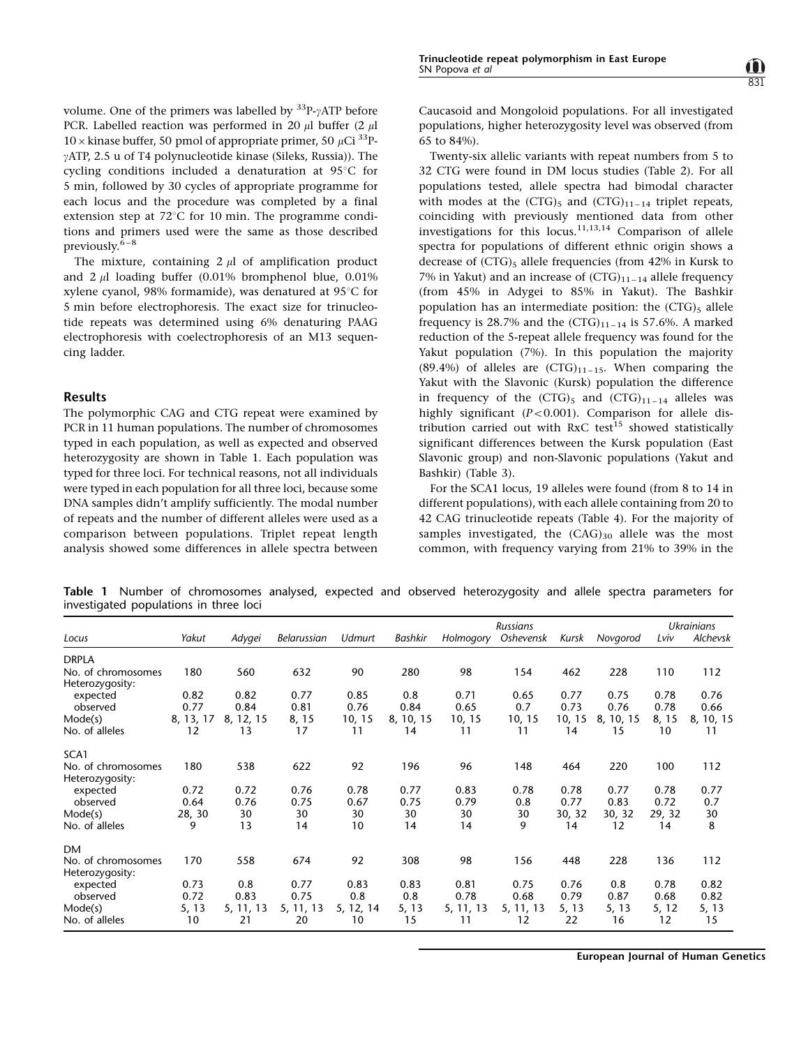volume. One of the primers was labelled by $^{33}P$-$\gamma$ATP before PCR. Labelled reaction was performed in 20 $\mu$l buffer (2 $\mu$l $10\times$ kinase buffer, 50 pmol of appropriate primer, 50 $\mu$Ci $^{33}P$-$\gamma$ATP, 2.5 u of T4 polynucleotide kinase (Sileks, Russia)). The cycling conditions included a denaturation at 95°C for 5 min, followed by 30 cycles of appropriate programme for each locus and the procedure was completed by a final extension step at 72°C for 10 min. The programme conditions and primers used were the same as those described previously.[6–8]

The mixture, containing 2 $\mu$l of amplification product and 2 $\mu$l loading buffer (0.01% bromphenol blue, 0.01% xylene cyanol, 98% formamide), was denatured at 95°C for 5 min before electrophoresis. The exact size for trinucleotide repeats was determined using 6% denaturing PAAG electrophoresis with coelectrophoresis of an M13 sequencing ladder.

## Results

The polymorphic CAG and CTG repeat were examined by PCR in 11 human populations. The number of chromosomes typed in each population, as well as expected and observed heterozygosity are shown in Table 1. Each population was typed for three loci. For technical reasons, not all individuals were typed in each population for all three loci, because some DNA samples didn't amplify sufficiently. The modal number of repeats and the number of different alleles were used as a comparison between populations. Triplet repeat length analysis showed some differences in allele spectra between Caucasoid and Mongoloid populations. For all investigated populations, higher heterozygosity level was observed (from 65 to 84%).

Twenty-six allelic variants with repeat numbers from 5 to 32 CTG were found in DM locus studies (Table 2). For all populations tested, allele spectra had bimodal character with modes at the $(CTG)_5$ and $(CTG)_{11-14}$ triplet repeats, coinciding with previously mentioned data from other investigations for this locus.[11,13,14] Comparison of allele spectra for populations of different ethnic origin shows a decrease of $(CTG)_5$ allele frequencies (from 42% in Kursk to 7% in Yakut) and an increase of $(CTG)_{11-14}$ allele frequency (from 45% in Adygei to 85% in Yakut). The Bashkir population has an intermediate position: the $(CTG)_5$ allele frequency is 28.7% and the $(CTG)_{11-14}$ is 57.6%. A marked reduction of the 5-repeat allele frequency was found for the Yakut population (7%). In this population the majority (89.4%) of alleles are $(CTG)_{11-15}$. When comparing the Yakut with the Slavonic (Kursk) population the difference in frequency of the $(CTG)_5$ and $(CTG)_{11-14}$ alleles was highly significant ($P<0.001$). Comparison for allele distribution carried out with RxC test[15] showed statistically significant differences between the Kursk population (East Slavonic group) and non-Slavonic populations (Yakut and Bashkir) (Table 3).

For the SCA1 locus, 19 alleles were found (from 8 to 14 in different populations), with each allele containing from 20 to 42 CAG trinucleotide repeats (Table 4). For the majority of samples investigated, the $(CAG)_{30}$ allele was the most common, with frequency varying from 21% to 39% in the

**Table 1** Number of chromosomes analysed, expected and observed heterozygosity and allele spectra parameters for investigated populations in three loci

| Locus | Yakut | Adygei | Belarussian | Udmurt | Bashkir | *Russians* Holmogory | Oshevensk | Kursk | Novgorod | *Ukrainians* Lviv | Alchevsk |
|---|---|---|---|---|---|---|---|---|---|---|---|
| DRPLA | | | | | | | | | | | |
| No. of chromosomes | 180 | 560 | 632 | 90 | 280 | 98 | 154 | 462 | 228 | 110 | 112 |
| Heterozygosity: | | | | | | | | | | | |
| expected | 0.82 | 0.82 | 0.77 | 0.85 | 0.8 | 0.71 | 0.65 | 0.77 | 0.75 | 0.78 | 0.76 |
| observed | 0.77 | 0.84 | 0.81 | 0.76 | 0.84 | 0.65 | 0.7 | 0.73 | 0.76 | 0.78 | 0.66 |
| Mode(s) | 8, 13, 17 | 8, 12, 15 | 8, 15 | 10, 15 | 8, 10, 15 | 10, 15 | 10, 15 | 10, 15 | 8, 10, 15 | 8, 15 | 8, 10, 15 |
| No. of alleles | 12 | 13 | 17 | 11 | 14 | 11 | 11 | 14 | 15 | 10 | 11 |
| SCA1 | | | | | | | | | | | |
| No. of chromosomes | 180 | 538 | 622 | 92 | 196 | 96 | 148 | 464 | 220 | 100 | 112 |
| Heterozygosity: | | | | | | | | | | | |
| expected | 0.72 | 0.72 | 0.76 | 0.78 | 0.77 | 0.83 | 0.78 | 0.78 | 0.77 | 0.78 | 0.77 |
| observed | 0.64 | 0.76 | 0.75 | 0.67 | 0.75 | 0.79 | 0.8 | 0.77 | 0.83 | 0.72 | 0.7 |
| Mode(s) | 28, 30 | 30 | 30 | 30 | 30 | 30 | 30 | 30, 32 | 30, 32 | 29, 32 | 30 |
| No. of alleles | 9 | 13 | 14 | 10 | 14 | 14 | 9 | 14 | 12 | 14 | 8 |
| DM | | | | | | | | | | | |
| No. of chromosomes | 170 | 558 | 674 | 92 | 308 | 98 | 156 | 448 | 228 | 136 | 112 |
| Heterozygosity: | | | | | | | | | | | |
| expected | 0.73 | 0.8 | 0.77 | 0.83 | 0.83 | 0.81 | 0.75 | 0.76 | 0.8 | 0.78 | 0.82 |
| observed | 0.72 | 0.83 | 0.75 | 0.8 | 0.8 | 0.78 | 0.68 | 0.79 | 0.87 | 0.68 | 0.82 |
| Mode(s) | 5, 13 | 5, 11, 13 | 5, 11, 13 | 5, 12, 14 | 5, 13 | 5, 11, 13 | 5, 11, 13 | 5, 13 | 5, 13 | 5, 12 | 5, 13 |
| No. of alleles | 10 | 21 | 20 | 10 | 15 | 11 | 12 | 22 | 16 | 12 | 15 |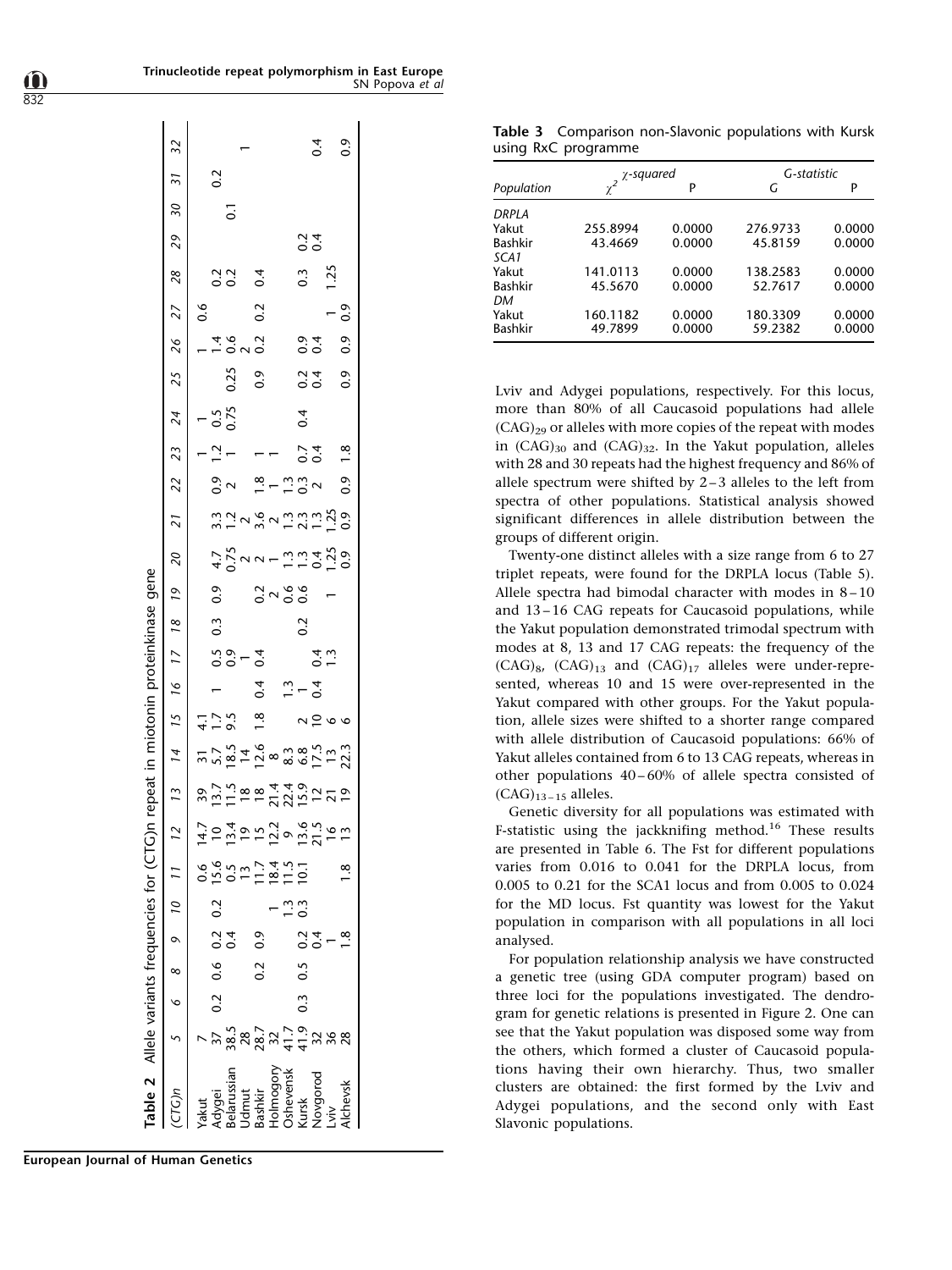**Table 2** Allele variants frequencies for (CTG)n repeat in miotonin proteinkinase gene

| (CTG)n | 5 | 6 | 8 | 9 | 10 | 11 | 12 | 13 | 14 | 15 | 16 | 17 | 18 | 19 | 20 | 21 | 22 | 23 | 24 | 25 | 26 | 27 | 28 | 29 | 30 | 31 | 32 |
|---|---|---|---|---|---|---|---|---|---|---|---|---|---|---|---|---|---|---|---|---|---|---|---|---|---|---|---|
| Yakut | 7 | | | | | 0.6 | 14.7 | 39 | 31 | 4.1 | | | | | | | | 1 | 1 | | 1 | 0.6 | | | | | |
| Adygei | 37 | 0.2 | 0.6 | 0.2 | 0.2 | 15.6 | 10 | 13.7 | 5.7 | 1.7 | 1 | 0.5 | 0.3 | 0.9 | 4.7 | 3.3 | 0.9 | 1.2 | 0.5 | | 1.4 | | 0.2 | | | 0.2 | |
| Belarussian | 38.5 | | | 0.4 | | 0.5 | 13.4 | 11.5 | 18.5 | 9.5 | | 0.9 | | | 0.75 | 1.2 | 2 | 1 | 0.75 | 0.25 | 0.6 | | 0.2 | | 0.1 | | |
| Udmut | 28 | | | | | 13 | 19 | 18 | 14 | | | 1 | | | 2 | 2 | | | | | 2 | | | | | | 1 |
| Bashkir | 28.7 | | 0.2 | 0.9 | | 11.7 | 15 | 18 | 12.6 | 1.8 | 0.4 | 0.4 | | 0.2 | 2 | 3.6 | 1.8 | 1 | | 0.9 | 0.2 | 0.2 | 0.4 | | | | |
| Holmogory | 32 | | | | 1 | 18.4 | 12.2 | 21.4 | 8 | | | | | 2 | 1 | 2 | 1 | 1 | | | | | | | | | |
| Oshevensk | 41.7 | | | | 1.3 | 11.5 | 9 | 22.4 | 8.3 | | 1.3 | | | 0.6 | 1.3 | 1.3 | 1.3 | | | | | | | | | | |
| Kursk | 41.9 | 0.3 | 0.5 | 0.2 | 0.3 | 10.1 | 13.6 | 15.9 | 6.8 | 2 | 1 | | 0.2 | 0.6 | 1.3 | 2.3 | 0.3 | 0.7 | 0.4 | 0.2 | 0.9 | | 0.3 | 0.2 | | | |
| Novgorod | 32 | | | 0.4 | | | 21.5 | 12 | 17.5 | 10 | 0.4 | 0.4 | | | 0.4 | 1.3 | 2 | 0.4 | | 0.4 | 0.4 | | | 0.4 | | | 0.4 |
| Lviv | 36 | | | 1 | | | 16 | 21 | 13 | 6 | | 1.3 | | 1 | 1.25 | 1.25 | | | | | | 1 | 1.25 | | | | |
| Alchevsk | 28 | | | 1.8 | | 1.8 | 13 | 19 | 22.3 | 6 | | | | | 0.9 | 0.9 | 0.9 | 1.8 | | 0.9 | 0.9 | 0.9 | | | | | 0.9 |

**Table 3** Comparison non-Slavonic populations with Kursk using RxC programme

| Population | $\chi$-squared | | G-statistic | |
|---|---|---|---|---|
| | $\chi^2$ | P | G | P |
| *DRPLA* | | | | |
| Yakut | 255.8994 | 0.0000 | 276.9733 | 0.0000 |
| Bashkir | 43.4669 | 0.0000 | 45.8159 | 0.0000 |
| *SCA1* | | | | |
| Yakut | 141.0113 | 0.0000 | 138.2583 | 0.0000 |
| Bashkir | 45.5670 | 0.0000 | 52.7617 | 0.0000 |
| *DM* | | | | |
| Yakut | 160.1182 | 0.0000 | 180.3309 | 0.0000 |
| Bashkir | 49.7899 | 0.0000 | 59.2382 | 0.0000 |

Lviv and Adygei populations, respectively. For this locus, more than 80% of all Caucasoid populations had allele $(CAG)_{29}$ or alleles with more copies of the repeat with modes in $(CAG)_{30}$ and $(CAG)_{32}$. In the Yakut population, alleles with 28 and 30 repeats had the highest frequency and 86% of allele spectrum were shifted by 2–3 alleles to the left from spectra of other populations. Statistical analysis showed significant differences in allele distribution between the groups of different origin.

Twenty-one distinct alleles with a size range from 6 to 27 triplet repeats, were found for the DRPLA locus (Table 5). Allele spectra had bimodal character with modes in 8–10 and 13–16 CAG repeats for Caucasoid populations, while the Yakut population demonstrated trimodal spectrum with modes at 8, 13 and 17 CAG repeats: the frequency of the $(CAG)_8$, $(CAG)_{13}$ and $(CAG)_{17}$ alleles were under-represented, whereas 10 and 15 were over-represented in the Yakut compared with other groups. For the Yakut population, allele sizes were shifted to a shorter range compared with allele distribution of Caucasoid populations: 66% of Yakut alleles contained from 6 to 13 CAG repeats, whereas in other populations 40–60% of allele spectra consisted of $(CAG)_{13-15}$ alleles.

Genetic diversity for all populations was estimated with F-statistic using the jackknifing method.[16] These results are presented in Table 6. The Fst for different populations varies from 0.016 to 0.041 for the DRPLA locus, from 0.005 to 0.21 for the SCA1 locus and from 0.005 to 0.024 for the MD locus. Fst quantity was lowest for the Yakut population in comparison with all populations in all loci analysed.

For population relationship analysis we have constructed a genetic tree (using GDA computer program) based on three loci for the populations investigated. The dendrogram for genetic relations is presented in Figure 2. One can see that the Yakut population was disposed some way from the others, which formed a cluster of Caucasoid populations having their own hierarchy. Thus, two smaller clusters are obtained: the first formed by the Lviv and Adygei populations, and the second only with East Slavonic populations.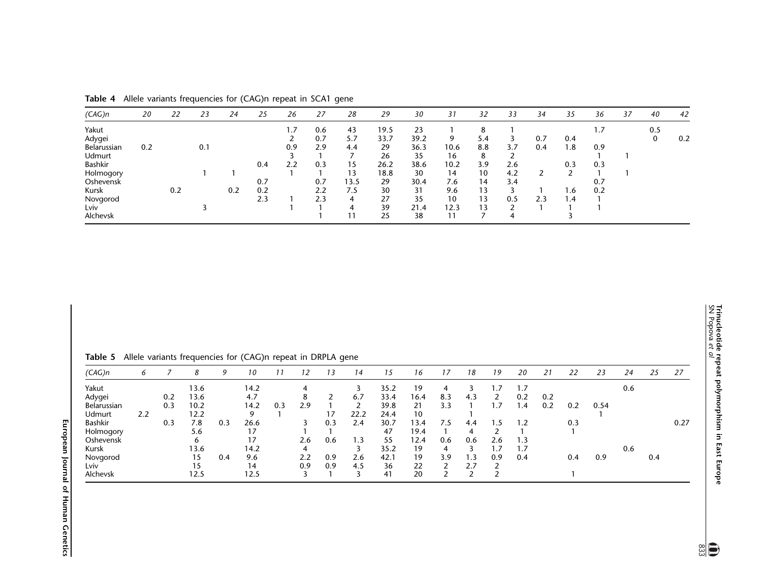**Table 4** Allele variants frequencies for (CAG)n repeat in SCA1 gene

| *(CAG)n* | *20* | *22* | *23* | *24* | *25* | *26* | *27* | *28* | *29* | *30* | *31* | *32* | *33* | *34* | *35* | *36* | *37* | *40* | *42* |
|---|---|---|---|---|---|---|---|---|---|---|---|---|---|---|---|---|---|---|---|
| Yakut | | | | | | 1.7 | 0.6 | 43 | 19.5 | 23 | 1 | 8 | 1 | | | 1.7 | | 0.5 | |
| Adygei | | | | | | 2 | 0.7 | 5.7 | 33.7 | 39.2 | 9 | 5.4 | 3 | 0.7 | 0.4 | | | 0 | 0.2 |
| Belarussian | 0.2 | | 0.1 | | | 0.9 | 2.9 | 4.4 | 29 | 36.3 | 10.6 | 8.8 | 3.7 | 0.4 | 1.8 | 0.9 | | | |
| Udmurt | | | | | | 3 | 1 | 7 | 26 | 35 | 16 | 8 | 2 | | | 1 | 1 | | |
| Bashkir | | | | | 0.4 | 2.2 | 0.3 | 15 | 26.2 | 38.6 | 10.2 | 3.9 | 2.6 | | 0.3 | 0.3 | | | |
| Holmogory | | | 1 | 1 | | 1 | 1 | 13 | 18.8 | 30 | 14 | 10 | 4.2 | 2 | 2 | 1 | 1 | | |
| Oshevensk | | | | | 0.7 | | 0.7 | 13.5 | 29 | 30.4 | 7.6 | 14 | 3.4 | | | 0.7 | | | |
| Kursk | | 0.2 | | 0.2 | 0.2 | | 2.2 | 7.5 | 30 | 31 | 9.6 | 13 | 3 | 1 | 1.6 | 0.2 | | | |
| Novgorod | | | | | 2.3 | 1 | 2.3 | 4 | 27 | 35 | 10 | 13 | 0.5 | 2.3 | 1.4 | 1 | | | |
| Lviv | | | 3 | | | 1 | 1 | 4 | 39 | 21.4 | 12.3 | 13 | 2 | 1 | 1 | 1 | | | |
| Alchevsk | | | | | | | 1 | 11 | 25 | 38 | 11 | 7 | 4 | | 3 | | | | |

**Table 5** Allele variants frequencies for (CAG)n repeat in DRPLA gene

| *(CAG)n* | *6* | *7* | *8* | *9* | *10* | *11* | *12* | *13* | *14* | *15* | *16* | *17* | *18* | *19* | *20* | *21* | *22* | *23* | *24* | *25* | *27* |
|---|---|---|---|---|---|---|---|---|---|---|---|---|---|---|---|---|---|---|---|---|---|
| Yakut | | | 13.6 | | 14.2 | | 4 | | 3 | 35.2 | 19 | 4 | 3 | 1.7 | 1.7 | | | | 0.6 | | |
| Adygei | | 0.2 | 13.6 | | 4.7 | | 8 | 2 | 6.7 | 33.4 | 16.4 | 8.3 | 4.3 | 2 | 0.2 | 0.2 | | | | | |
| Belarussian | | 0.3 | 10.2 | | 14.2 | 0.3 | 2.9 | 1 | 2 | 39.8 | 21 | 3.3 | 1 | 1.7 | 1.4 | 0.2 | 0.2 | 0.54 | | | |
| Udmurt | 2.2 | | 12.2 | | 9 | 1 | | 17 | 22.2 | 24.4 | 10 | | 1 | | | | | 1 | | | |
| Bashkir | | 0.3 | 7.8 | 0.3 | 26.6 | | 3 | 0.3 | 2.4 | 30.7 | 13.4 | 7.5 | 4.4 | 1.5 | 1.2 | | 0.3 | | | | 0.27 |
| Holmogory | | | 5.6 | | 17 | | 1 | 1 | | 47 | 19.4 | 1 | 4 | 2 | 1 | | 1 | | | | |
| Oshevensk | | | 6 | | 17 | | 2.6 | 0.6 | 1.3 | 55 | 12.4 | 0.6 | 0.6 | 2.6 | 1.3 | | | | | | |
| Kursk | | | 13.6 | | 14.2 | | 4 | | 3 | 35.2 | 19 | 4 | 3 | 1.7 | 1.7 | | | | 0.6 | | |
| Novgorod | | | 15 | 0.4 | 9.6 | | 2.2 | 0.9 | 2.6 | 42.1 | 19 | 3.9 | 1.3 | 0.9 | 0.4 | | 0.4 | 0.9 | | 0.4 | |
| Lviv | | | 15 | | 14 | | 0.9 | 0.9 | 4.5 | 36 | 22 | 2 | 2.7 | 2 | | | | | | | |
| Alchevsk | | | 12.5 | | 12.5 | | 3 | 1 | 3 | 41 | 20 | 2 | 2 | 2 | | | 1 | | | | |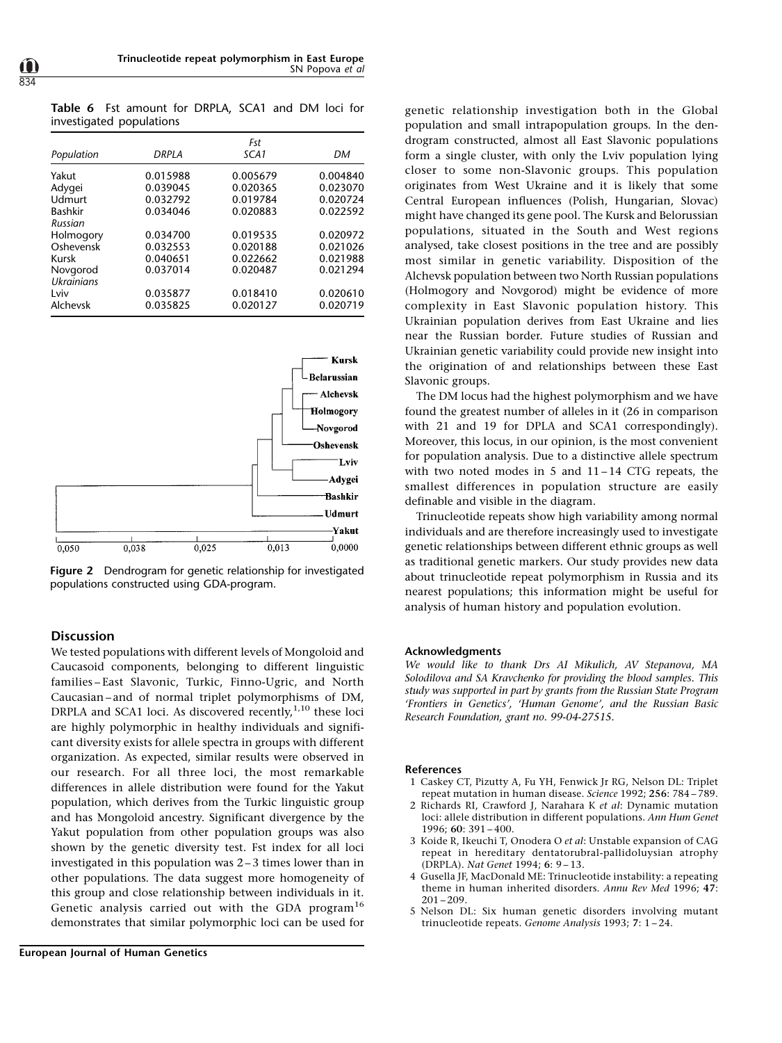**Table 6** Fst amount for DRPLA, SCA1 and DM loci for investigated populations

| Population | DRPLA | Fst SCA1 | DM |
|---|---|---|---|
| Yakut | 0.015988 | 0.005679 | 0.004840 |
| Adygei | 0.039045 | 0.020365 | 0.023070 |
| Udmurt | 0.032792 | 0.019784 | 0.020724 |
| Bashkir | 0.034046 | 0.020883 | 0.022592 |
| *Russian* | | | |
| Holmogory | 0.034700 | 0.019535 | 0.020972 |
| Oshevensk | 0.032553 | 0.020188 | 0.021026 |
| Kursk | 0.040651 | 0.022662 | 0.021988 |
| Novgorod | 0.037014 | 0.020487 | 0.021294 |
| *Ukrainians* | | | |
| Lviv | 0.035877 | 0.018410 | 0.020610 |
| Alchevsk | 0.035825 | 0.020127 | 0.020719 |

Kursk
Belarussian
Alchevsk
Holmogory
Novgorod
Oshevensk
Lviv
Adygei
Bashkir
Udmurt
Yakut

0,050 0,038 0,025 0,013 0,0000

**Figure 2** Dendrogram for genetic relationship for investigated populations constructed using GDA-program.

## Discussion

We tested populations with different levels of Mongoloid and Caucasoid components, belonging to different linguistic families – East Slavonic, Turkic, Finno-Ugric, and North Caucasian – and of normal triplet polymorphisms of DM, DRPLA and SCA1 loci. As discovered recently,[1,10] these loci are highly polymorphic in healthy individuals and significant diversity exists for allele spectra in groups with different organization. As expected, similar results were observed in our research. For all three loci, the most remarkable differences in allele distribution were found for the Yakut population, which derives from the Turkic linguistic group and has Mongoloid ancestry. Significant divergence by the Yakut population from other population groups was also shown by the genetic diversity test. Fst index for all loci investigated in this population was 2 – 3 times lower than in other populations. The data suggest more homogeneity of this group and close relationship between individuals in it. Genetic analysis carried out with the GDA program[16] demonstrates that similar polymorphic loci can be used for genetic relationship investigation both in the Global population and small intrapopulation groups. In the dendrogram constructed, almost all East Slavonic populations form a single cluster, with only the Lviv population lying closer to some non-Slavonic groups. This population originates from West Ukraine and it is likely that some Central European influences (Polish, Hungarian, Slovac) might have changed its gene pool. The Kursk and Belorussian populations, situated in the South and West regions analysed, take closest positions in the tree and are possibly most similar in genetic variability. Disposition of the Alchevsk population between two North Russian populations (Holmogory and Novgorod) might be evidence of more complexity in East Slavonic population history. This Ukrainian population derives from East Ukraine and lies near the Russian border. Future studies of Russian and Ukrainian genetic variability could provide new insight into the origination of and relationships between these East Slavonic groups.

The DM locus had the highest polymorphism and we have found the greatest number of alleles in it (26 in comparison with 21 and 19 for DPLA and SCA1 correspondingly). Moreover, this locus, in our opinion, is the most convenient for population analysis. Due to a distinctive allele spectrum with two noted modes in 5 and 11 – 14 CTG repeats, the smallest differences in population structure are easily definable and visible in the diagram.

Trinucleotide repeats show high variability among normal individuals and are therefore increasingly used to investigate genetic relationships between different ethnic groups as well as traditional genetic markers. Our study provides new data about trinucleotide repeat polymorphism in Russia and its nearest populations; this information might be useful for analysis of human history and population evolution.

#### Acknowledgments

*We would like to thank Drs AI Mikulich, AV Stepanova, MA Solodilova and SA Kravchenko for providing the blood samples. This study was supported in part by grants from the Russian State Program 'Frontiers in Genetics', 'Human Genome', and the Russian Basic Research Foundation, grant no. 99-04-27515.*

#### References

1. Caskey CT, Pizutty A, Fu YH, Fenwick Jr RG, Nelson DL: Triplet repeat mutation in human disease. *Science* 1992; **256**: 784 – 789.
2. Richards RI, Crawford J, Narahara K *et al*: Dynamic mutation loci: allele distribution in different populations. *Ann Hum Genet* 1996; **60**: 391 – 400.
3. Koide R, Ikeuchi T, Onodera O *et al*: Unstable expansion of CAG repeat in hereditary dentatorubral-pallidoluysian atrophy (DRPLA). *Nat Genet* 1994; **6**: 9 – 13.
4. Gusella JF, MacDonald ME: Trinucleotide instability: a repeating theme in human inherited disorders. *Annu Rev Med* 1996; **47**: 201 – 209.
5. Nelson DL: Six human genetic disorders involving mutant trinucleotide repeats. *Genome Analysis* 1993; **7**: 1 – 24.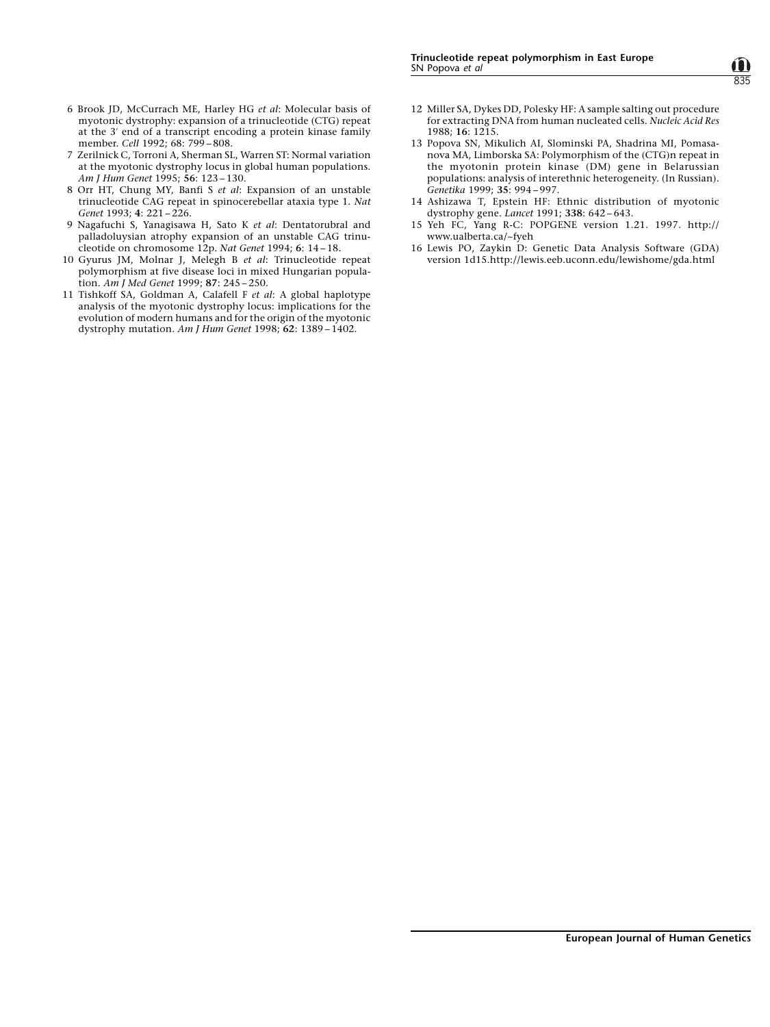6 Brook JD, McCurrach ME, Harley HG *et al*: Molecular basis of myotonic dystrophy: expansion of a trinucleotide (CTG) repeat at the 3′ end of a transcript encoding a protein kinase family member. *Cell* 1992; 68: 799 – 808.

7 Zerilnick C, Torroni A, Sherman SL, Warren ST: Normal variation at the myotonic dystrophy locus in global human populations. *Am J Hum Genet* 1995; **56**: 123 – 130.

8 Orr HT, Chung MY, Banfi S *et al*: Expansion of an unstable trinucleotide CAG repeat in spinocerebellar ataxia type 1. *Nat Genet* 1993; **4**: 221 – 226.

9 Nagafuchi S, Yanagisawa H, Sato K *et al*: Dentatorubral and palladoluysian atrophy expansion of an unstable CAG trinucleotide on chromosome 12p. *Nat Genet* 1994; **6**: 14 – 18.

10 Gyurus JM, Molnar J, Melegh B *et al*: Trinucleotide repeat polymorphism at five disease loci in mixed Hungarian population. *Am J Med Genet* 1999; **87**: 245 – 250.

11 Tishkoff SA, Goldman A, Calafell F *et al*: A global haplotype analysis of the myotonic dystrophy locus: implications for the evolution of modern humans and for the origin of the myotonic dystrophy mutation. *Am J Hum Genet* 1998; **62**: 1389 – 1402.

12 Miller SA, Dykes DD, Polesky HF: A sample salting out procedure for extracting DNA from human nucleated cells. *Nucleic Acid Res* 1988; **16**: 1215.

13 Popova SN, Mikulich AI, Slominski PA, Shadrina MI, Pomasanova MA, Limborska SA: Polymorphism of the (CTG)n repeat in the myotonin protein kinase (DM) gene in Belarussian populations: analysis of interethnic heterogeneity. (In Russian). *Genetika* 1999; **35**: 994 – 997.

14 Ashizawa T, Epstein HF: Ethnic distribution of myotonic dystrophy gene. *Lancet* 1991; **338**: 642 – 643.

15 Yeh FC, Yang R-C: POPGENE version 1.21. 1997. http://www.ualberta.ca/~fyeh

16 Lewis PO, Zaykin D: Genetic Data Analysis Software (GDA) version 1d15.http://lewis.eeb.uconn.edu/lewishome/gda.html